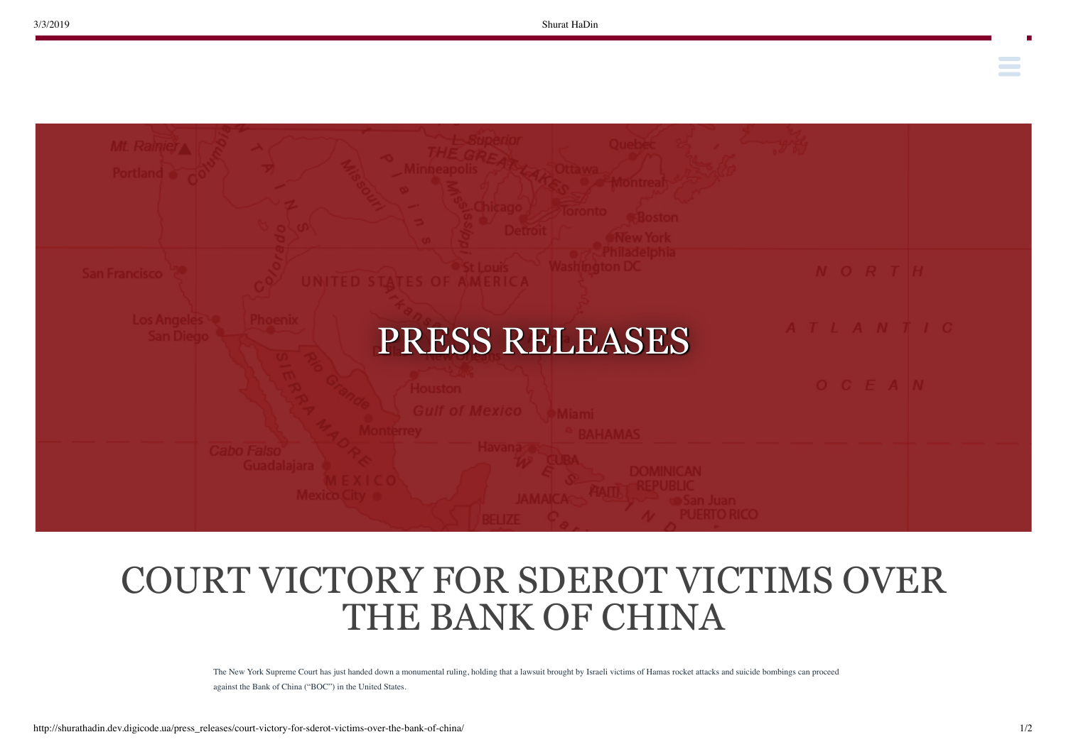# PRESS RELEASES

## COURT VICTORY FOR SDEROT VICTIMS OVER THE BANK OF CHINA

The New York Supreme Court has just handed down a monumental ruling, holding that a lawsuit brought by Israeli victims of Hamas rocket attacks and suicide bombings can proceed against the Bank of China ("BOC") in the United States.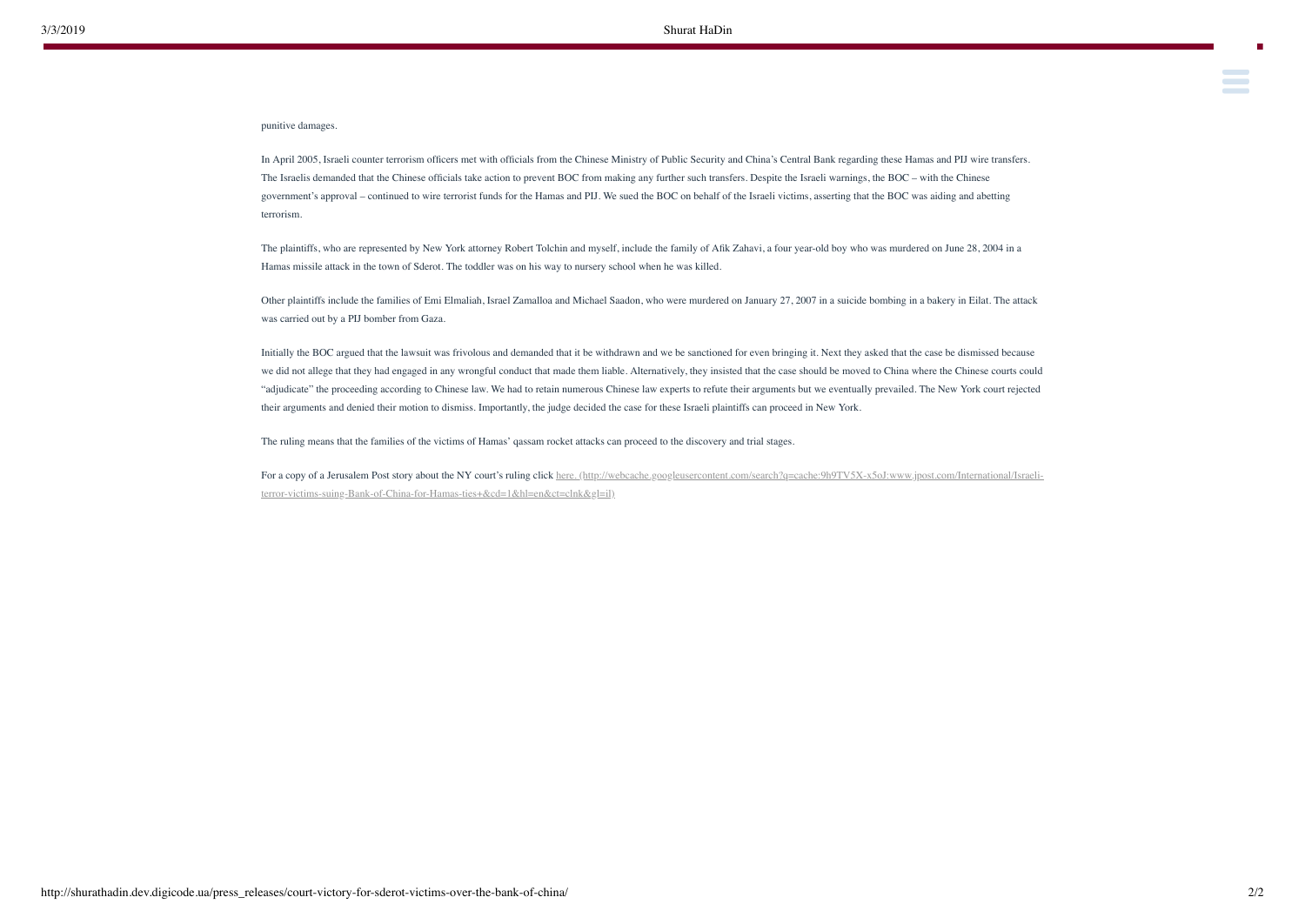punitive damages.

In April 2005, Israeli counter terrorism officers met with officials from the Chinese Ministry of Public Security and China's Central Bank regarding these Hamas and PIJ wire transfers. The Israelis demanded that the Chinese officials take action to prevent BOC from making any further such transfers. Despite the Israeli warnings, the BOC – with the Chinese government's approval – continued to wire terrorist funds for the Hamas and PIJ. We sued the BOC on behalf of the Israeli victims, asserting that the BOC was aiding and abetting terrorism.

The plaintiffs, who are represented by New York attorney Robert Tolchin and myself, include the family of Afik Zahavi, a four year-old boy who was murdered on June 28, 2004 in a Hamas missile attack in the town of Sderot. The toddler was on his way to nursery school when he was killed.

Other plaintiffs include the families of Emi Elmaliah, Israel Zamalloa and Michael Saadon, who were murdered on January 27, 2007 in a suicide bombing in a bakery in Eilat. The attack was carried out by a PIJ bomber from Gaza.

Initially the BOC argued that the lawsuit was frivolous and demanded that it be withdrawn and we be sanctioned for even bringing it. Next they asked that the case be dismissed because we did not allege that they had engaged in any wrongful conduct that made them liable. Alternatively, they insisted that the case should be moved to China where the Chinese courts could "adjudicate" the proceeding according to Chinese law. We had to retain numerous Chinese law experts to refute their arguments but we eventually prevailed. The New York court rejected their arguments and denied their motion to dismiss. Importantly, the judge decided the case for these Israeli plaintiffs can proceed in New York.

The ruling means that the families of the victims of Hamas' qassam rocket attacks can proceed to the discovery and trial stages.

For a copy of a Jerusalem Post story about the NY court's ruling click here. (http://webcache.googleusercontent.com/search?q=cache:9h9TV5X-x5oJ:www.jpost.com/International/Israeli-terror-victims-suing-Bank-of-China-for-Hamas-ties+&cd=1&hl=en&ct=clnk&gl=il)